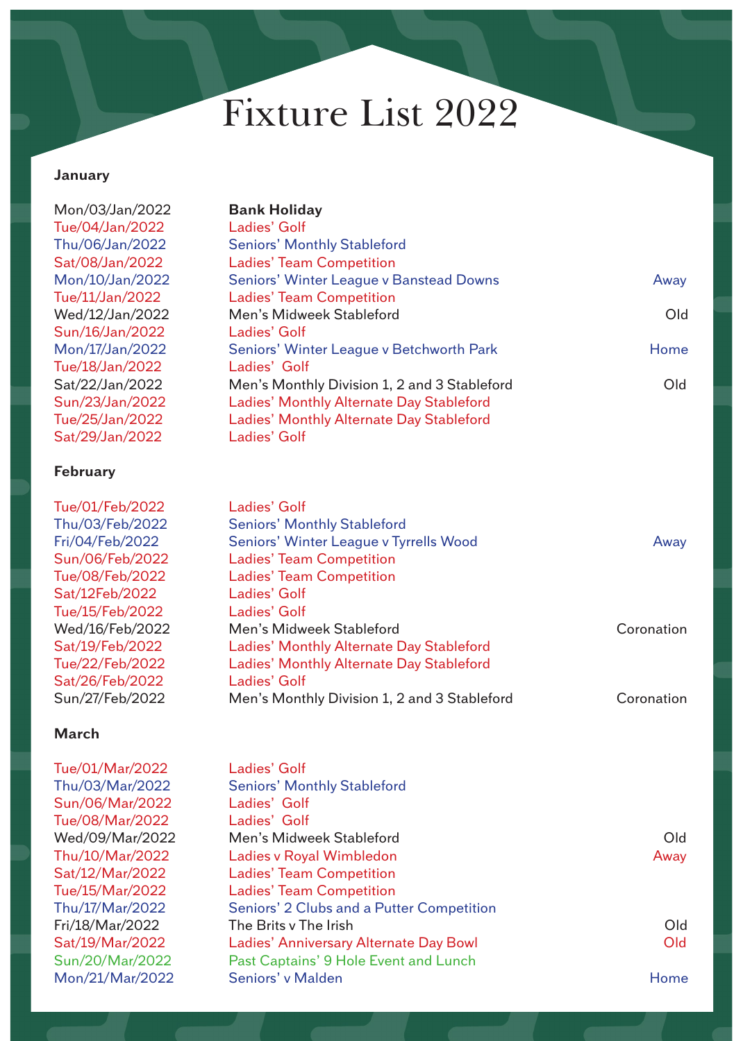# Fixture List 2022

### January

| | | |
|---|---|---|
| Mon/03/Jan/2022 | **Bank Holiday** | |
| Tue/04/Jan/2022 | Ladies' Golf | |
| Thu/06/Jan/2022 | Seniors' Monthly Stableford | |
| Sat/08/Jan/2022 | Ladies' Team Competition | |
| Mon/10/Jan/2022 | Seniors' Winter League v Banstead Downs | Away |
| Tue/11/Jan/2022 | Ladies' Team Competition | |
| Wed/12/Jan/2022 | Men's Midweek Stableford | Old |
| Sun/16/Jan/2022 | Ladies' Golf | |
| Mon/17/Jan/2022 | Seniors' Winter League v Betchworth Park | Home |
| Tue/18/Jan/2022 | Ladies' Golf | |
| Sat/22/Jan/2022 | Men's Monthly Division 1, 2 and 3 Stableford | Old |
| Sun/23/Jan/2022 | Ladies' Monthly Alternate Day Stableford | |
| Tue/25/Jan/2022 | Ladies' Monthly Alternate Day Stableford | |
| Sat/29/Jan/2022 | Ladies' Golf | |

### February

| | | |
|---|---|---|
| Tue/01/Feb/2022 | Ladies' Golf | |
| Thu/03/Feb/2022 | Seniors' Monthly Stableford | |
| Fri/04/Feb/2022 | Seniors' Winter League v Tyrrells Wood | Away |
| Sun/06/Feb/2022 | Ladies' Team Competition | |
| Tue/08/Feb/2022 | Ladies' Team Competition | |
| Sat/12Feb/2022 | Ladies' Golf | |
| Tue/15/Feb/2022 | Ladies' Golf | |
| Wed/16/Feb/2022 | Men's Midweek Stableford | Coronation |
| Sat/19/Feb/2022 | Ladies' Monthly Alternate Day Stableford | |
| Tue/22/Feb/2022 | Ladies' Monthly Alternate Day Stableford | |
| Sat/26/Feb/2022 | Ladies' Golf | |
| Sun/27/Feb/2022 | Men's Monthly Division 1, 2 and 3 Stableford | Coronation |

### March

| | | |
|---|---|---|
| Tue/01/Mar/2022 | Ladies' Golf | |
| Thu/03/Mar/2022 | Seniors' Monthly Stableford | |
| Sun/06/Mar/2022 | Ladies' Golf | |
| Tue/08/Mar/2022 | Ladies' Golf | |
| Wed/09/Mar/2022 | Men's Midweek Stableford | Old |
| Thu/10/Mar/2022 | Ladies v Royal Wimbledon | Away |
| Sat/12/Mar/2022 | Ladies' Team Competition | |
| Tue/15/Mar/2022 | Ladies' Team Competition | |
| Thu/17/Mar/2022 | Seniors' 2 Clubs and a Putter Competition | |
| Fri/18/Mar/2022 | The Brits v The Irish | Old |
| Sat/19/Mar/2022 | Ladies' Anniversary Alternate Day Bowl | Old |
| Sun/20/Mar/2022 | Past Captains' 9 Hole Event and Lunch | |
| Mon/21/Mar/2022 | Seniors' v Malden | Home |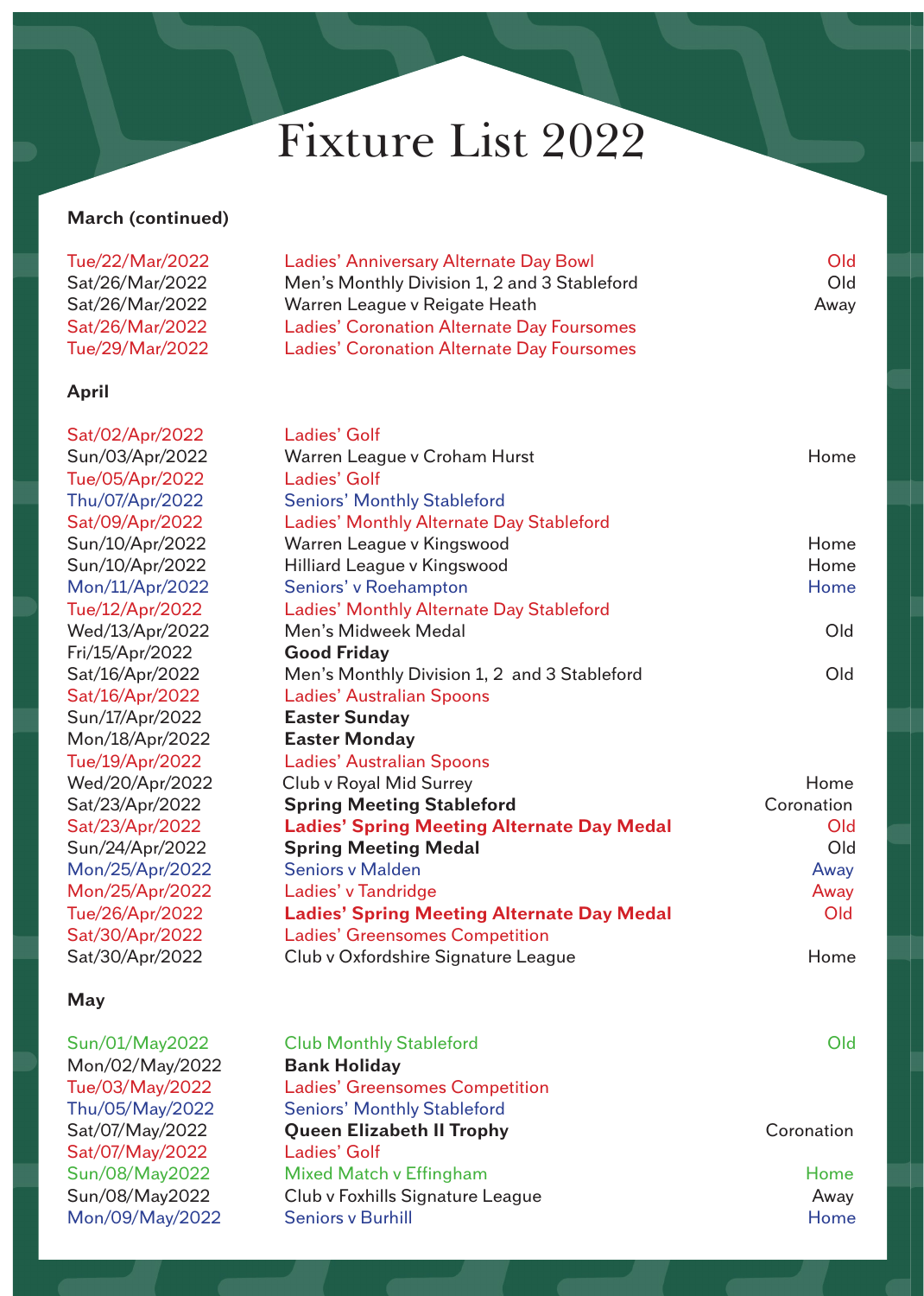# Fixture List 2022

**March (continued)**

| | | |
|---|---|---|
| Tue/22/Mar/2022 | Ladies' Anniversary Alternate Day Bowl | Old |
| Sat/26/Mar/2022 | Men's Monthly Division 1, 2 and 3 Stableford | Old |
| Sat/26/Mar/2022 | Warren League v Reigate Heath | Away |
| Sat/26/Mar/2022 | Ladies' Coronation Alternate Day Foursomes | |
| Tue/29/Mar/2022 | Ladies' Coronation Alternate Day Foursomes | |

**April**

| | | |
|---|---|---|
| Sat/02/Apr/2022 | Ladies' Golf | |
| Sun/03/Apr/2022 | Warren League v Croham Hurst | Home |
| Tue/05/Apr/2022 | Ladies' Golf | |
| Thu/07/Apr/2022 | Seniors' Monthly Stableford | |
| Sat/09/Apr/2022 | Ladies' Monthly Alternate Day Stableford | |
| Sun/10/Apr/2022 | Warren League v Kingswood | Home |
| Sun/10/Apr/2022 | Hilliard League v Kingswood | Home |
| Mon/11/Apr/2022 | Seniors' v Roehampton | Home |
| Tue/12/Apr/2022 | Ladies' Monthly Alternate Day Stableford | |
| Wed/13/Apr/2022 | Men's Midweek Medal | Old |
| Fri/15/Apr/2022 | **Good Friday** | |
| Sat/16/Apr/2022 | Men's Monthly Division 1, 2 and 3 Stableford | Old |
| Sat/16/Apr/2022 | Ladies' Australian Spoons | |
| Sun/17/Apr/2022 | **Easter Sunday** | |
| Mon/18/Apr/2022 | **Easter Monday** | |
| Tue/19/Apr/2022 | Ladies' Australian Spoons | |
| Wed/20/Apr/2022 | Club v Royal Mid Surrey | Home |
| Sat/23/Apr/2022 | **Spring Meeting Stableford** | Coronation |
| Sat/23/Apr/2022 | **Ladies' Spring Meeting Alternate Day Medal** | Old |
| Sun/24/Apr/2022 | **Spring Meeting Medal** | Old |
| Mon/25/Apr/2022 | Seniors v Malden | Away |
| Mon/25/Apr/2022 | Ladies' v Tandridge | Away |
| Tue/26/Apr/2022 | **Ladies' Spring Meeting Alternate Day Medal** | Old |
| Sat/30/Apr/2022 | Ladies' Greensomes Competition | |
| Sat/30/Apr/2022 | Club v Oxfordshire Signature League | Home |

**May**

| | | |
|---|---|---|
| Sun/01/May2022 | Club Monthly Stableford | Old |
| Mon/02/May/2022 | **Bank Holiday** | |
| Tue/03/May/2022 | Ladies' Greensomes Competition | |
| Thu/05/May/2022 | Seniors' Monthly Stableford | |
| Sat/07/May/2022 | **Queen Elizabeth II Trophy** | Coronation |
| Sat/07/May/2022 | Ladies' Golf | |
| Sun/08/May2022 | Mixed Match v Effingham | Home |
| Sun/08/May2022 | Club v Foxhills Signature League | Away |
| Mon/09/May/2022 | Seniors v Burhill | Home |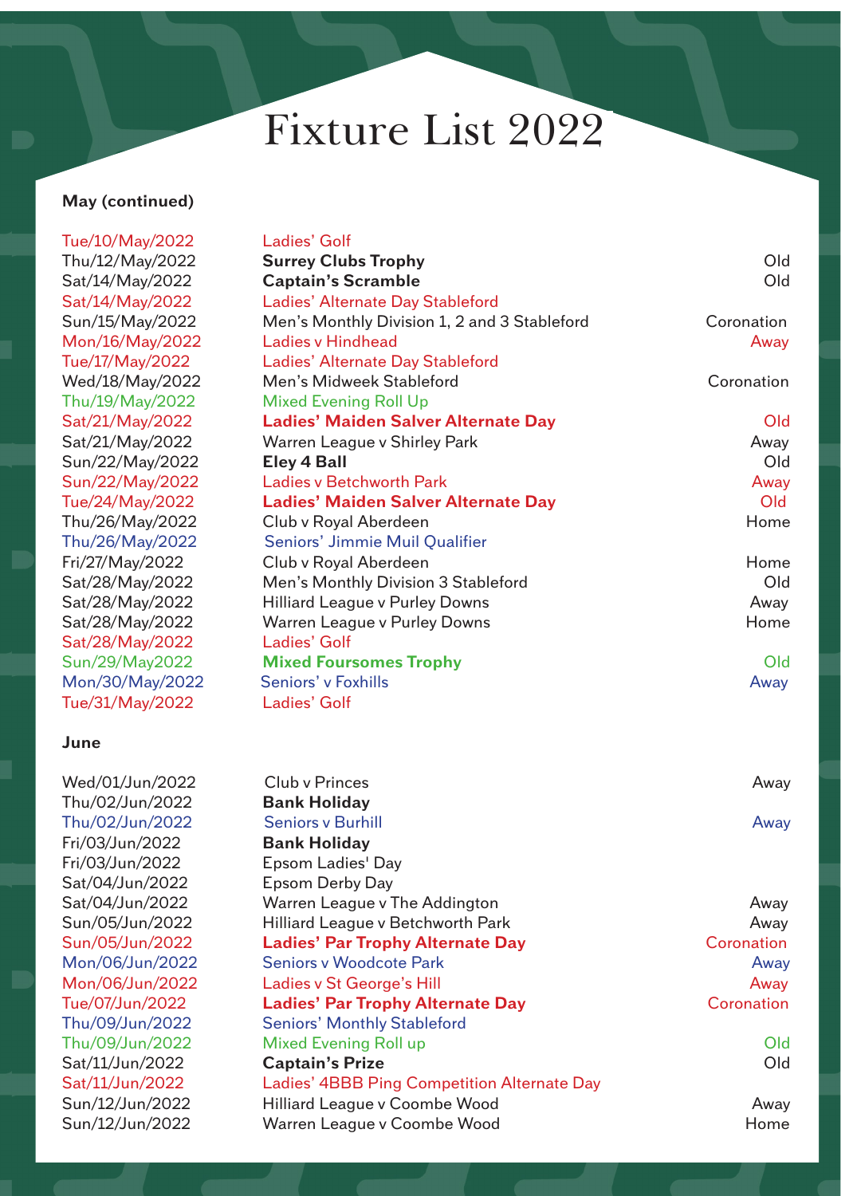# Fixture List 2022

**May (continued)**

| Date | Event | Venue |
|---|---|---|
| Tue/10/May/2022 | Ladies' Golf | |
| Thu/12/May/2022 | **Surrey Clubs Trophy** | Old |
| Sat/14/May/2022 | **Captain's Scramble** | Old |
| Sat/14/May/2022 | Ladies' Alternate Day Stableford | |
| Sun/15/May/2022 | Men's Monthly Division 1, 2 and 3 Stableford | Coronation |
| Mon/16/May/2022 | Ladies v Hindhead | Away |
| Tue/17/May/2022 | Ladies' Alternate Day Stableford | |
| Wed/18/May/2022 | Men's Midweek Stableford | Coronation |
| Thu/19/May/2022 | Mixed Evening Roll Up | |
| Sat/21/May/2022 | **Ladies' Maiden Salver Alternate Day** | Old |
| Sat/21/May/2022 | Warren League v Shirley Park | Away |
| Sun/22/May/2022 | **Eley 4 Ball** | Old |
| Sun/22/May/2022 | Ladies v Betchworth Park | Away |
| Tue/24/May/2022 | **Ladies' Maiden Salver Alternate Day** | Old |
| Thu/26/May/2022 | Club v Royal Aberdeen | Home |
| Thu/26/May/2022 | Seniors' Jimmie Muil Qualifier | |
| Fri/27/May/2022 | Club v Royal Aberdeen | Home |
| Sat/28/May/2022 | Men's Monthly Division 3 Stableford | Old |
| Sat/28/May/2022 | Hilliard League v Purley Downs | Away |
| Sat/28/May/2022 | Warren League v Purley Downs | Home |
| Sat/28/May/2022 | Ladies' Golf | |
| Sun/29/May2022 | **Mixed Foursomes Trophy** | Old |
| Mon/30/May/2022 | Seniors' v Foxhills | Away |
| Tue/31/May/2022 | Ladies' Golf | |

**June**

| Date | Event | Venue |
|---|---|---|
| Wed/01/Jun/2022 | Club v Princes | Away |
| Thu/02/Jun/2022 | **Bank Holiday** | |
| Thu/02/Jun/2022 | Seniors v Burhill | Away |
| Fri/03/Jun/2022 | **Bank Holiday** | |
| Fri/03/Jun/2022 | Epsom Ladies' Day | |
| Sat/04/Jun/2022 | Epsom Derby Day | |
| Sat/04/Jun/2022 | Warren League v The Addington | Away |
| Sun/05/Jun/2022 | Hilliard League v Betchworth Park | Away |
| Sun/05/Jun/2022 | **Ladies' Par Trophy Alternate Day** | Coronation |
| Mon/06/Jun/2022 | Seniors v Woodcote Park | Away |
| Mon/06/Jun/2022 | Ladies v St George's Hill | Away |
| Tue/07/Jun/2022 | **Ladies' Par Trophy Alternate Day** | Coronation |
| Thu/09/Jun/2022 | Seniors' Monthly Stableford | |
| Thu/09/Jun/2022 | Mixed Evening Roll up | Old |
| Sat/11/Jun/2022 | **Captain's Prize** | Old |
| Sat/11/Jun/2022 | Ladies' 4BBB Ping Competition Alternate Day | |
| Sun/12/Jun/2022 | Hilliard League v Coombe Wood | Away |
| Sun/12/Jun/2022 | Warren League v Coombe Wood | Home |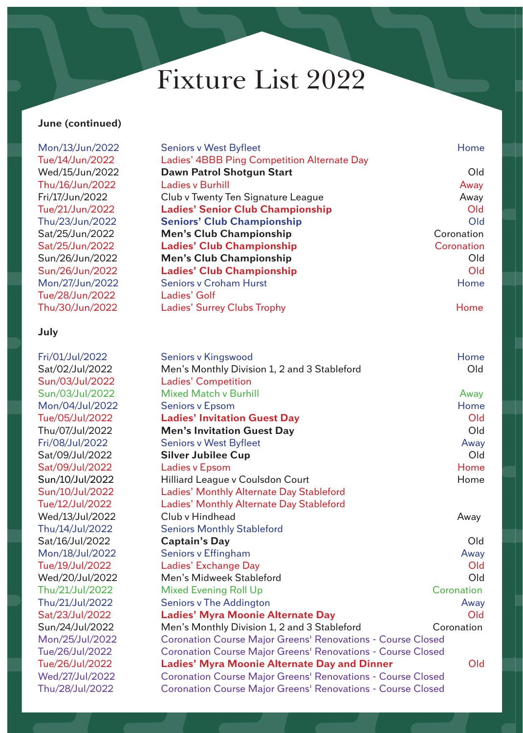# Fixture List 2022

**June (continued)**

| | | |
|---|---|---|
| Mon/13/Jun/2022 | Seniors v West Byfleet | Home |
| Tue/14/Jun/2022 | Ladies' 4BBB Ping Competition Alternate Day | |
| Wed/15/Jun/2022 | **Dawn Patrol Shotgun Start** | Old |
| Thu/16/Jun/2022 | Ladies v Burhill | Away |
| Fri/17/Jun/2022 | Club v Twenty Ten Signature League | Away |
| Tue/21/Jun/2022 | **Ladies' Senior Club Championship** | Old |
| Thu/23/Jun/2022 | **Seniors' Club Championship** | Old |
| Sat/25/Jun/2022 | **Men's Club Championship** | Coronation |
| Sat/25/Jun/2022 | **Ladies' Club Championship** | Coronation |
| Sun/26/Jun/2022 | **Men's Club Championship** | Old |
| Sun/26/Jun/2022 | **Ladies' Club Championship** | Old |
| Mon/27/Jun/2022 | Seniors v Croham Hurst | Home |
| Tue/28/Jun/2022 | Ladies' Golf | |
| Thu/30/Jun/2022 | Ladies' Surrey Clubs Trophy | Home |

**July**

| | | |
|---|---|---|
| Fri/01/Jul/2022 | Seniors v Kingswood | Home |
| Sat/02/Jul/2022 | Men's Monthly Division 1, 2 and 3 Stableford | Old |
| Sun/03/Jul/2022 | Ladies' Competition | |
| Sun/03/Jul/2022 | Mixed Match v Burhill | Away |
| Mon/04/Jul/2022 | Seniors v Epsom | Home |
| Tue/05/Jul/2022 | **Ladies' Invitation Guest Day** | Old |
| Thu/07/Jul/2022 | **Men's Invitation Guest Day** | Old |
| Fri/08/Jul/2022 | Seniors v West Byfleet | Away |
| Sat/09/Jul/2022 | **Silver Jubilee Cup** | Old |
| Sat/09/Jul/2022 | Ladies v Epsom | Home |
| Sun/10/Jul/2022 | Hilliard League v Coulsdon Court | Home |
| Sun/10/Jul/2022 | Ladies' Monthly Alternate Day Stableford | |
| Tue/12/Jul/2022 | Ladies' Monthly Alternate Day Stableford | |
| Wed/13/Jul/2022 | Club v Hindhead | Away |
| Thu/14/Jul/2022 | Seniors Monthly Stableford | |
| Sat/16/Jul/2022 | **Captain's Day** | Old |
| Mon/18/Jul/2022 | Seniors v Effingham | Away |
| Tue/19/Jul/2022 | Ladies' Exchange Day | Old |
| Wed/20/Jul/2022 | Men's Midweek Stableford | Old |
| Thu/21/Jul/2022 | Mixed Evening Roll Up | Coronation |
| Thu/21/Jul/2022 | Seniors v The Addington | Away |
| Sat/23/Jul/2022 | **Ladies' Myra Moonie Alternate Day** | Old |
| Sun/24/Jul/2022 | Men's Monthly Division 1, 2 and 3 Stableford | Coronation |
| Mon/25/Jul/2022 | Coronation Course Major Greens' Renovations - Course Closed | |
| Tue/26/Jul/2022 | Coronation Course Major Greens' Renovations - Course Closed | |
| Tue/26/Jul/2022 | **Ladies' Myra Moonie Alternate Day and Dinner** | Old |
| Wed/27/Jul/2022 | Coronation Course Major Greens' Renovations - Course Closed | |
| Thu/28/Jul/2022 | Coronation Course Major Greens' Renovations - Course Closed | |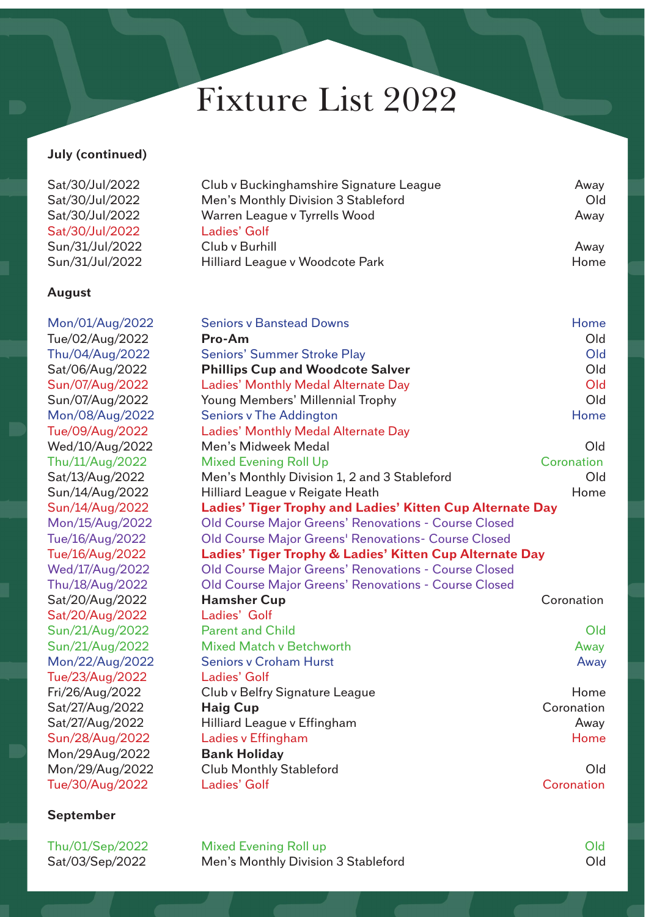# Fixture List 2022

**July (continued)**

| | | |
|---|---|---|
| Sat/30/Jul/2022 | Club v Buckinghamshire Signature League | Away |
| Sat/30/Jul/2022 | Men's Monthly Division 3 Stableford | Old |
| Sat/30/Jul/2022 | Warren League v Tyrrells Wood | Away |
| Sat/30/Jul/2022 | Ladies' Golf | |
| Sun/31/Jul/2022 | Club v Burhill | Away |
| Sun/31/Jul/2022 | Hilliard League v Woodcote Park | Home |

**August**

| | | |
|---|---|---|
| Mon/01/Aug/2022 | Seniors v Banstead Downs | Home |
| Tue/02/Aug/2022 | **Pro-Am** | Old |
| Thu/04/Aug/2022 | Seniors' Summer Stroke Play | Old |
| Sat/06/Aug/2022 | **Phillips Cup and Woodcote Salver** | Old |
| Sun/07/Aug/2022 | Ladies' Monthly Medal Alternate Day | Old |
| Sun/07/Aug/2022 | Young Members' Millennial Trophy | Old |
| Mon/08/Aug/2022 | Seniors v The Addington | Home |
| Tue/09/Aug/2022 | Ladies' Monthly Medal Alternate Day | |
| Wed/10/Aug/2022 | Men's Midweek Medal | Old |
| Thu/11/Aug/2022 | Mixed Evening Roll Up | Coronation |
| Sat/13/Aug/2022 | Men's Monthly Division 1, 2 and 3 Stableford | Old |
| Sun/14/Aug/2022 | Hilliard League v Reigate Heath | Home |
| Sun/14/Aug/2022 | **Ladies' Tiger Trophy and Ladies' Kitten Cup Alternate Day** | |
| Mon/15/Aug/2022 | Old Course Major Greens' Renovations - Course Closed | |
| Tue/16/Aug/2022 | Old Course Major Greens' Renovations- Course Closed | |
| Tue/16/Aug/2022 | **Ladies' Tiger Trophy & Ladies' Kitten Cup Alternate Day** | |
| Wed/17/Aug/2022 | Old Course Major Greens' Renovations - Course Closed | |
| Thu/18/Aug/2022 | Old Course Major Greens' Renovations - Course Closed | |
| Sat/20/Aug/2022 | **Hamsher Cup** | Coronation |
| Sat/20/Aug/2022 | Ladies' Golf | |
| Sun/21/Aug/2022 | Parent and Child | Old |
| Sun/21/Aug/2022 | Mixed Match v Betchworth | Away |
| Mon/22/Aug/2022 | Seniors v Croham Hurst | Away |
| Tue/23/Aug/2022 | Ladies' Golf | |
| Fri/26/Aug/2022 | Club v Belfry Signature League | Home |
| Sat/27/Aug/2022 | **Haig Cup** | Coronation |
| Sat/27/Aug/2022 | Hilliard League v Effingham | Away |
| Sun/28/Aug/2022 | Ladies v Effingham | Home |
| Mon/29Aug/2022 | **Bank Holiday** | |
| Mon/29/Aug/2022 | Club Monthly Stableford | Old |
| Tue/30/Aug/2022 | Ladies' Golf | Coronation |

**September**

| | | |
|---|---|---|
| Thu/01/Sep/2022 | Mixed Evening Roll up | Old |
| Sat/03/Sep/2022 | Men's Monthly Division 3 Stableford | Old |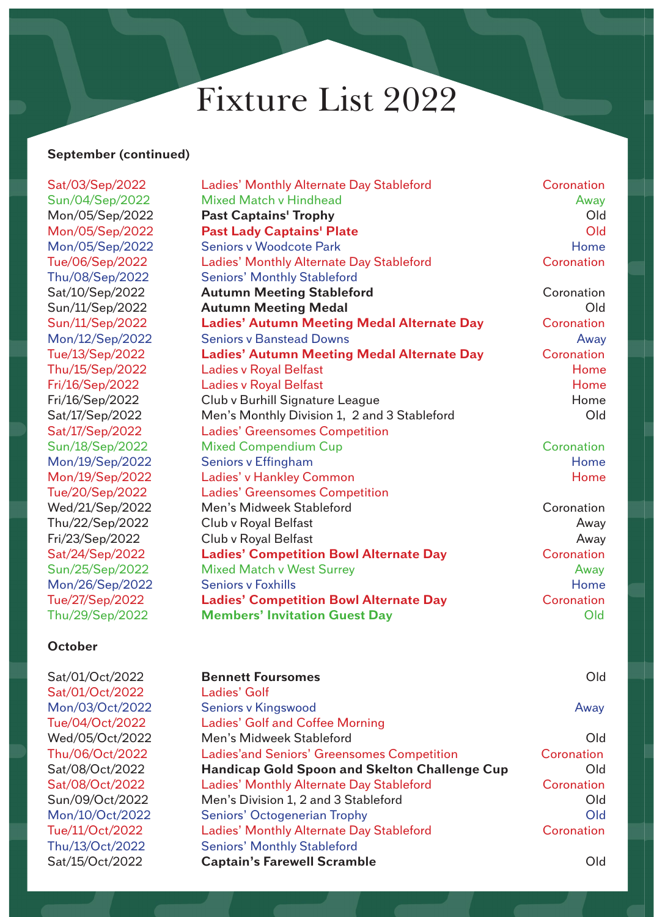# Fixture List 2022

**September (continued)**

| Date | Event | Venue |
|---|---|---|
| Sat/03/Sep/2022 | Ladies' Monthly Alternate Day Stableford | Coronation |
| Sun/04/Sep/2022 | Mixed Match v Hindhead | Away |
| Mon/05/Sep/2022 | **Past Captains' Trophy** | Old |
| Mon/05/Sep/2022 | **Past Lady Captains' Plate** | Old |
| Mon/05/Sep/2022 | Seniors v Woodcote Park | Home |
| Tue/06/Sep/2022 | Ladies' Monthly Alternate Day Stableford | Coronation |
| Thu/08/Sep/2022 | Seniors' Monthly Stableford | |
| Sat/10/Sep/2022 | **Autumn Meeting Stableford** | Coronation |
| Sun/11/Sep/2022 | **Autumn Meeting Medal** | Old |
| Sun/11/Sep/2022 | **Ladies' Autumn Meeting Medal Alternate Day** | Coronation |
| Mon/12/Sep/2022 | Seniors v Banstead Downs | Away |
| Tue/13/Sep/2022 | **Ladies' Autumn Meeting Medal Alternate Day** | Coronation |
| Thu/15/Sep/2022 | Ladies v Royal Belfast | Home |
| Fri/16/Sep/2022 | Ladies v Royal Belfast | Home |
| Fri/16/Sep/2022 | Club v Burhill Signature League | Home |
| Sat/17/Sep/2022 | Men's Monthly Division 1, 2 and 3 Stableford | Old |
| Sat/17/Sep/2022 | Ladies' Greensomes Competition | |
| Sun/18/Sep/2022 | Mixed Compendium Cup | Coronation |
| Mon/19/Sep/2022 | Seniors v Effingham | Home |
| Mon/19/Sep/2022 | Ladies' v Hankley Common | Home |
| Tue/20/Sep/2022 | Ladies' Greensomes Competition | |
| Wed/21/Sep/2022 | Men's Midweek Stableford | Coronation |
| Thu/22/Sep/2022 | Club v Royal Belfast | Away |
| Fri/23/Sep/2022 | Club v Royal Belfast | Away |
| Sat/24/Sep/2022 | **Ladies' Competition Bowl Alternate Day** | Coronation |
| Sun/25/Sep/2022 | Mixed Match v West Surrey | Away |
| Mon/26/Sep/2022 | Seniors v Foxhills | Home |
| Tue/27/Sep/2022 | **Ladies' Competition Bowl Alternate Day** | Coronation |
| Thu/29/Sep/2022 | **Members' Invitation Guest Day** | Old |

**October**

| Date | Event | Venue |
|---|---|---|
| Sat/01/Oct/2022 | **Bennett Foursomes** | Old |
| Sat/01/Oct/2022 | Ladies' Golf | |
| Mon/03/Oct/2022 | Seniors v Kingswood | Away |
| Tue/04/Oct/2022 | Ladies' Golf and Coffee Morning | |
| Wed/05/Oct/2022 | Men's Midweek Stableford | Old |
| Thu/06/Oct/2022 | Ladies'and Seniors' Greensomes Competition | Coronation |
| Sat/08/Oct/2022 | **Handicap Gold Spoon and Skelton Challenge Cup** | Old |
| Sat/08/Oct/2022 | Ladies' Monthly Alternate Day Stableford | Coronation |
| Sun/09/Oct/2022 | Men's Division 1, 2 and 3 Stableford | Old |
| Mon/10/Oct/2022 | Seniors' Octogenerian Trophy | Old |
| Tue/11/Oct/2022 | Ladies' Monthly Alternate Day Stableford | Coronation |
| Thu/13/Oct/2022 | Seniors' Monthly Stableford | |
| Sat/15/Oct/2022 | **Captain's Farewell Scramble** | Old |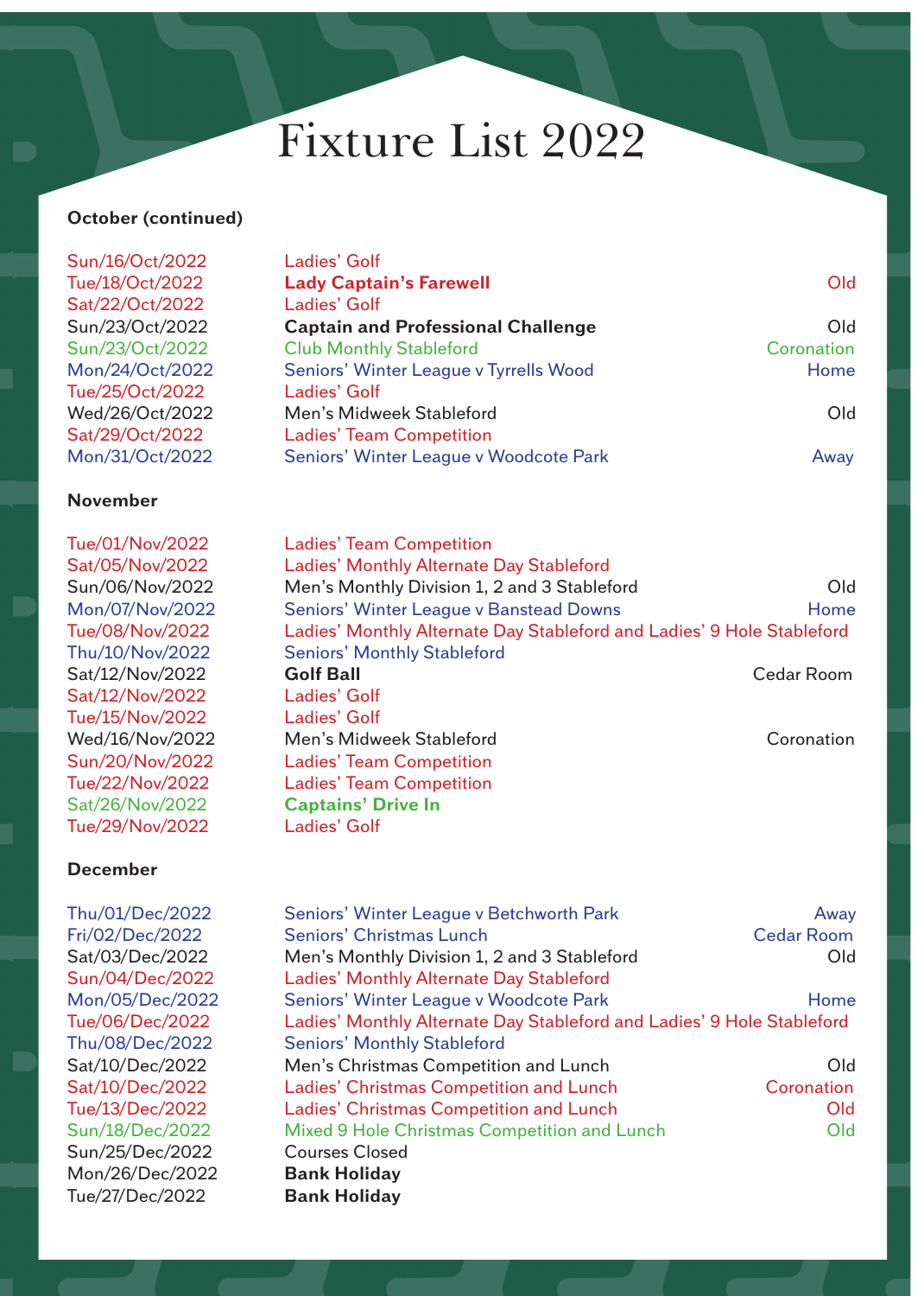# Fixture List 2022

**October (continued)**

| | | |
|---|---|---|
| Sun/16/Oct/2022 | Ladies' Golf | |
| Tue/18/Oct/2022 | **Lady Captain's Farewell** | Old |
| Sat/22/Oct/2022 | Ladies' Golf | |
| Sun/23/Oct/2022 | **Captain and Professional Challenge** | Old |
| Sun/23/Oct/2022 | Club Monthly Stableford | Coronation |
| Mon/24/Oct/2022 | Seniors' Winter League v Tyrrells Wood | Home |
| Tue/25/Oct/2022 | Ladies' Golf | |
| Wed/26/Oct/2022 | Men's Midweek Stableford | Old |
| Sat/29/Oct/2022 | Ladies' Team Competition | |
| Mon/31/Oct/2022 | Seniors' Winter League v Woodcote Park | Away |

**November**

| | | |
|---|---|---|
| Tue/01/Nov/2022 | Ladies' Team Competition | |
| Sat/05/Nov/2022 | Ladies' Monthly Alternate Day Stableford | |
| Sun/06/Nov/2022 | Men's Monthly Division 1, 2 and 3 Stableford | Old |
| Mon/07/Nov/2022 | Seniors' Winter League v Banstead Downs | Home |
| Tue/08/Nov/2022 | Ladies' Monthly Alternate Day Stableford and Ladies' 9 Hole Stableford | |
| Thu/10/Nov/2022 | Seniors' Monthly Stableford | |
| Sat/12/Nov/2022 | **Golf Ball** | Cedar Room |
| Sat/12/Nov/2022 | Ladies' Golf | |
| Tue/15/Nov/2022 | Ladies' Golf | |
| Wed/16/Nov/2022 | Men's Midweek Stableford | Coronation |
| Sun/20/Nov/2022 | Ladies' Team Competition | |
| Tue/22/Nov/2022 | Ladies' Team Competition | |
| Sat/26/Nov/2022 | **Captains' Drive In** | |
| Tue/29/Nov/2022 | Ladies' Golf | |

**December**

| | | |
|---|---|---|
| Thu/01/Dec/2022 | Seniors' Winter League v Betchworth Park | Away |
| Fri/02/Dec/2022 | Seniors' Christmas Lunch | Cedar Room |
| Sat/03/Dec/2022 | Men's Monthly Division 1, 2 and 3 Stableford | Old |
| Sun/04/Dec/2022 | Ladies' Monthly Alternate Day Stableford | |
| Mon/05/Dec/2022 | Seniors' Winter League v Woodcote Park | Home |
| Tue/06/Dec/2022 | Ladies' Monthly Alternate Day Stableford and Ladies' 9 Hole Stableford | |
| Thu/08/Dec/2022 | Seniors' Monthly Stableford | |
| Sat/10/Dec/2022 | Men's Christmas Competition and Lunch | Old |
| Sat/10/Dec/2022 | Ladies' Christmas Competition and Lunch | Coronation |
| Tue/13/Dec/2022 | Ladies' Christmas Competition and Lunch | Old |
| Sun/18/Dec/2022 | Mixed 9 Hole Christmas Competition and Lunch | Old |
| Sun/25/Dec/2022 | Courses Closed | |
| Mon/26/Dec/2022 | **Bank Holiday** | |
| Tue/27/Dec/2022 | **Bank Holiday** | |